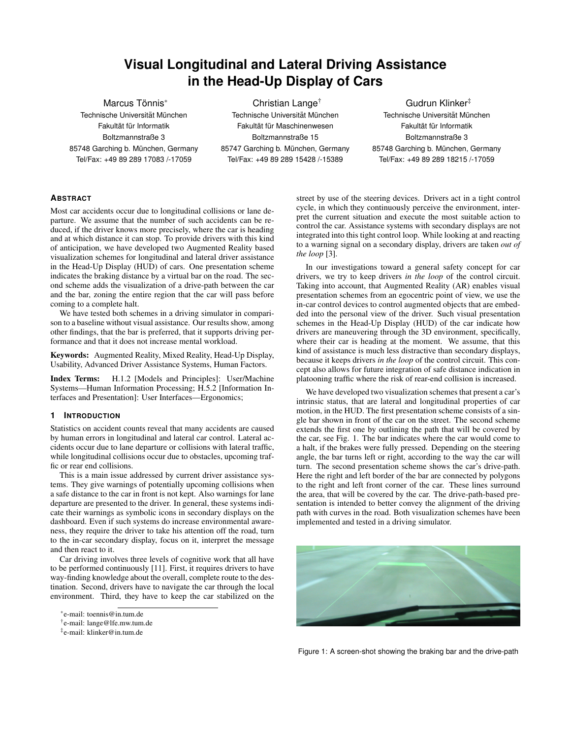# Visual Longitudinal and Lateral Driving Assistance in the Head-Up Display of Cars

Marcus Tönnis*
Technische Universität München
Fakultät für Informatik
Boltzmannstraße 3
85748 Garching b. München, Germany
Tel/Fax: +49 89 289 17083 /-17059

Christian Lange†
Technische Universität München
Fakultät für Maschinenwesen
Boltzmannstraße 15
85747 Garching b. München, Germany
Tel/Fax: +49 89 289 15428 /-15389

Gudrun Klinker‡
Technische Universität München
Fakultät für Informatik
Boltzmannstraße 3
85748 Garching b. München, Germany
Tel/Fax: +49 89 289 18215 /-17059

## Abstract

Most car accidents occur due to longitudinal collisions or lane departure. We assume that the number of such accidents can be reduced, if the driver knows more precisely, where the car is heading and at which distance it can stop. To provide drivers with this kind of anticipation, we have developed two Augmented Reality based visualization schemes for longitudinal and lateral driver assistance in the Head-Up Display (HUD) of cars. One presentation scheme indicates the braking distance by a virtual bar on the road. The second scheme adds the visualization of a drive-path between the car and the bar, zoning the entire region that the car will pass before coming to a complete halt.

We have tested both schemes in a driving simulator in comparison to a baseline without visual assistance. Our results show, among other findings, that the bar is preferred, that it supports driving performance and that it does not increase mental workload.

**Keywords:** Augmented Reality, Mixed Reality, Head-Up Display, Usability, Advanced Driver Assistance Systems, Human Factors.

**Index Terms:** H.1.2 [Models and Principles]: User/Machine Systems—Human Information Processing; H.5.2 [Information Interfaces and Presentation]: User Interfaces—Ergonomics;

## 1 Introduction

Statistics on accident counts reveal that many accidents are caused by human errors in longitudinal and lateral car control. Lateral accidents occur due to lane departure or collisions with lateral traffic, while longitudinal collisions occur due to obstacles, upcoming traffic or rear end collisions.

This is a main issue addressed by current driver assistance systems. They give warnings of potentially upcoming collisions when a safe distance to the car in front is not kept. Also warnings for lane departure are presented to the driver. In general, these systems indicate their warnings as symbolic icons in secondary displays on the dashboard. Even if such systems do increase environmental awareness, they require the driver to take his attention off the road, turn to the in-car secondary display, focus on it, interpret the message and then react to it.

Car driving involves three levels of cognitive work that all have to be performed continuously [11]. First, it requires drivers to have way-finding knowledge about the overall, complete route to the destination. Second, drivers have to navigate the car through the local environment. Third, they have to keep the car stabilized on the street by use of the steering devices. Drivers act in a tight control cycle, in which they continuously perceive the environment, interpret the current situation and execute the most suitable action to control the car. Assistance systems with secondary displays are not integrated into this tight control loop. While looking at and reacting to a warning signal on a secondary display, drivers are taken *out of the loop* [3].

In our investigations toward a general safety concept for car drivers, we try to keep drivers *in the loop* of the control circuit. Taking into account, that Augmented Reality (AR) enables visual presentation schemes from an egocentric point of view, we use the in-car control devices to control augmented objects that are embedded into the personal view of the driver. Such visual presentation schemes in the Head-Up Display (HUD) of the car indicate how drivers are maneuvering through the 3D environment, specifically, where their car is heading at the moment. We assume, that this kind of assistance is much less distractive than secondary displays, because it keeps drivers *in the loop* of the control circuit. This concept also allows for future integration of safe distance indication in platooning traffic where the risk of rear-end collision is increased.

We have developed two visualization schemes that present a car's intrinsic status, that are lateral and longitudinal properties of car motion, in the HUD. The first presentation scheme consists of a single bar shown in front of the car on the street. The second scheme extends the first one by outlining the path that will be covered by the car, see Fig. 1. The bar indicates where the car would come to a halt, if the brakes were fully pressed. Depending on the steering angle, the bar turns left or right, according to the way the car will turn. The second presentation scheme shows the car's drive-path. Here the right and left border of the bar are connected by polygons to the right and left front corner of the car. These lines surround the area, that will be covered by the car. The drive-path-based presentation is intended to better convey the alignment of the driving path with curves in the road. Both visualization schemes have been implemented and tested in a driving simulator.

Figure 1: A screen-shot showing the braking bar and the drive-path

*e-mail: toennis@in.tum.de
†e-mail: lange@lfe.mw.tum.de
‡e-mail: klinker@in.tum.de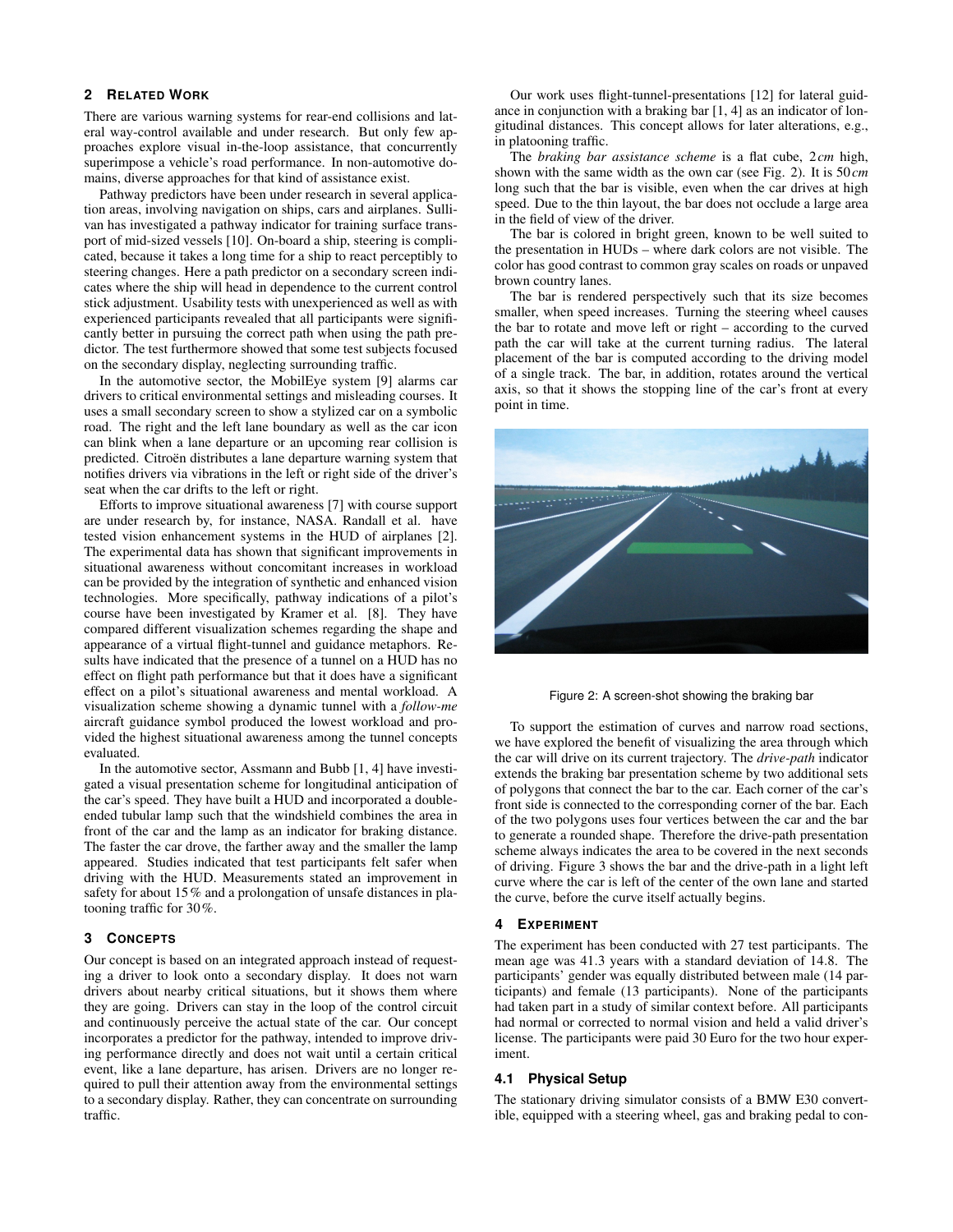## 2 Related Work

There are various warning systems for rear-end collisions and lateral way-control available and under research. But only few approaches explore visual in-the-loop assistance, that concurrently superimpose a vehicle's road performance. In non-automotive domains, diverse approaches for that kind of assistance exist.

Pathway predictors have been under research in several application areas, involving navigation on ships, cars and airplanes. Sullivan has investigated a pathway indicator for training surface transport of mid-sized vessels [10]. On-board a ship, steering is complicated, because it takes a long time for a ship to react perceptibly to steering changes. Here a path predictor on a secondary screen indicates where the ship will head in dependence to the current control stick adjustment. Usability tests with unexperienced as well as with experienced participants revealed that all participants were significantly better in pursuing the correct path when using the path predictor. The test furthermore showed that some test subjects focused on the secondary display, neglecting surrounding traffic.

In the automotive sector, the MobilEye system [9] alarms car drivers to critical environmental settings and misleading courses. It uses a small secondary screen to show a stylized car on a symbolic road. The right and the left lane boundary as well as the car icon can blink when a lane departure or an upcoming rear collision is predicted. Citroën distributes a lane departure warning system that notifies drivers via vibrations in the left or right side of the driver's seat when the car drifts to the left or right.

Efforts to improve situational awareness [7] with course support are under research by, for instance, NASA. Randall et al. have tested vision enhancement systems in the HUD of airplanes [2]. The experimental data has shown that significant improvements in situational awareness without concomitant increases in workload can be provided by the integration of synthetic and enhanced vision technologies. More specifically, pathway indications of a pilot's course have been investigated by Kramer et al. [8]. They have compared different visualization schemes regarding the shape and appearance of a virtual flight-tunnel and guidance metaphors. Results have indicated that the presence of a tunnel on a HUD has no effect on flight path performance but that it does have a significant effect on a pilot's situational awareness and mental workload. A visualization scheme showing a dynamic tunnel with a *follow-me* aircraft guidance symbol produced the lowest workload and provided the highest situational awareness among the tunnel concepts evaluated.

In the automotive sector, Assmann and Bubb [1, 4] have investigated a visual presentation scheme for longitudinal anticipation of the car's speed. They have built a HUD and incorporated a double-ended tubular lamp such that the windshield combines the area in front of the car and the lamp as an indicator for braking distance. The faster the car drove, the farther away and the smaller the lamp appeared. Studies indicated that test participants felt safer when driving with the HUD. Measurements stated an improvement in safety for about 15 % and a prolongation of unsafe distances in platooning traffic for 30 %.

## 3 Concepts

Our concept is based on an integrated approach instead of requesting a driver to look onto a secondary display. It does not warn drivers about nearby critical situations, but it shows them where they are going. Drivers can stay in the loop of the control circuit and continuously perceive the actual state of the car. Our concept incorporates a predictor for the pathway, intended to improve driving performance directly and does not wait until a certain critical event, like a lane departure, has arisen. Drivers are no longer required to pull their attention away from the environmental settings to a secondary display. Rather, they can concentrate on surrounding traffic.

Our work uses flight-tunnel-presentations [12] for lateral guidance in conjunction with a braking bar [1, 4] as an indicator of longitudinal distances. This concept allows for later alterations, e.g., in platooning traffic.

The *braking bar assistance scheme* is a flat cube, 2 *cm* high, shown with the same width as the own car (see Fig. 2). It is 50 *cm* long such that the bar is visible, even when the car drives at high speed. Due to the thin layout, the bar does not occlude a large area in the field of view of the driver.

The bar is colored in bright green, known to be well suited to the presentation in HUDs – where dark colors are not visible. The color has good contrast to common gray scales on roads or unpaved brown country lanes.

The bar is rendered perspectively such that its size becomes smaller, when speed increases. Turning the steering wheel causes the bar to rotate and move left or right – according to the curved path the car will take at the current turning radius. The lateral placement of the bar is computed according to the driving model of a single track. The bar, in addition, rotates around the vertical axis, so that it shows the stopping line of the car's front at every point in time.

Figure 2: A screen-shot showing the braking bar

To support the estimation of curves and narrow road sections, we have explored the benefit of visualizing the area through which the car will drive on its current trajectory. The *drive-path* indicator extends the braking bar presentation scheme by two additional sets of polygons that connect the bar to the car. Each corner of the car's front side is connected to the corresponding corner of the bar. Each of the two polygons uses four vertices between the car and the bar to generate a rounded shape. Therefore the drive-path presentation scheme always indicates the area to be covered in the next seconds of driving. Figure 3 shows the bar and the drive-path in a light left curve where the car is left of the center of the own lane and started the curve, before the curve itself actually begins.

## 4 Experiment

The experiment has been conducted with 27 test participants. The mean age was 41.3 years with a standard deviation of 14.8. The participants' gender was equally distributed between male (14 participants) and female (13 participants). None of the participants had taken part in a study of similar context before. All participants had normal or corrected to normal vision and held a valid driver's license. The participants were paid 30 Euro for the two hour experiment.

### 4.1 Physical Setup

The stationary driving simulator consists of a BMW E30 convertible, equipped with a steering wheel, gas and braking pedal to con-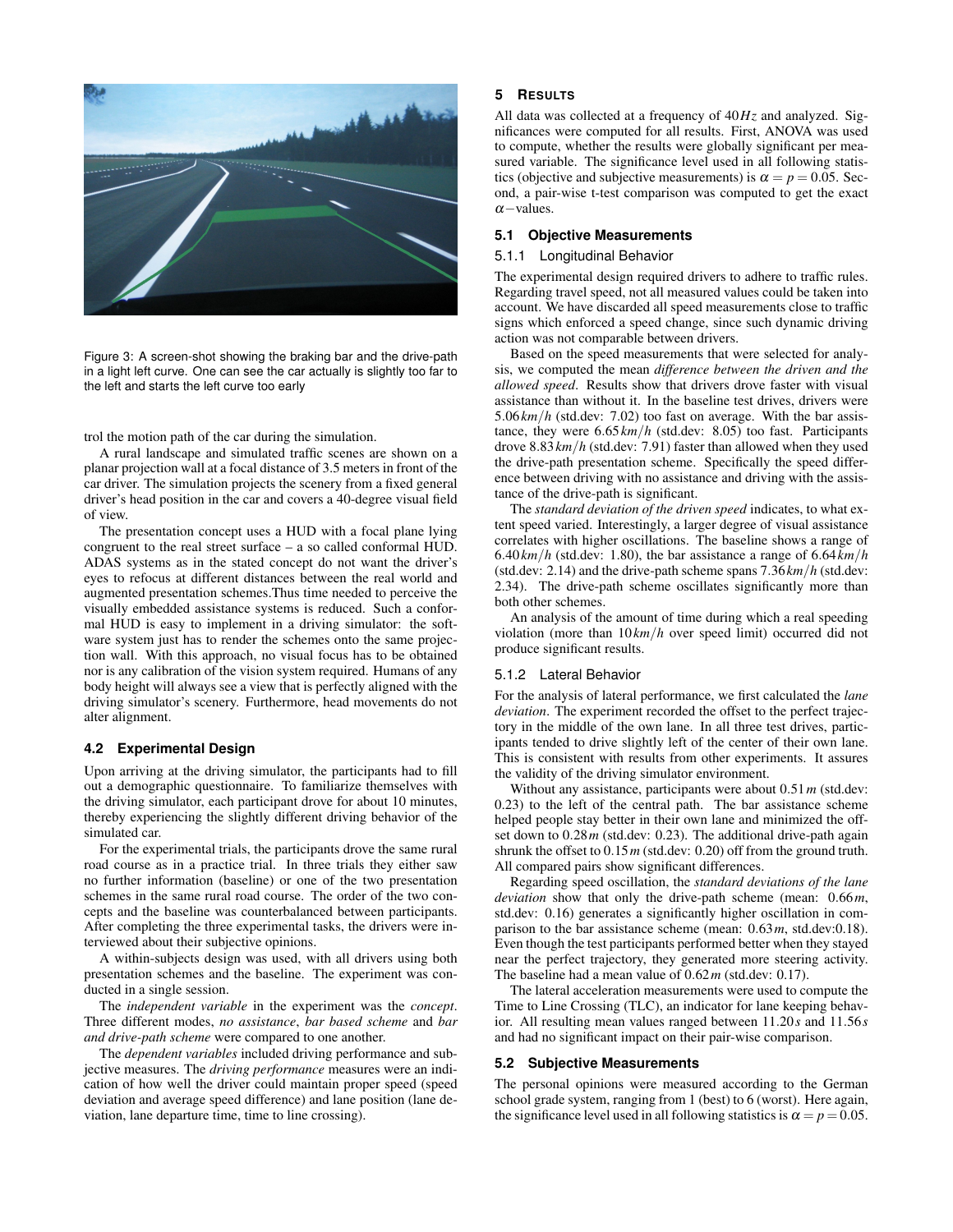Figure 3: A screen-shot showing the braking bar and the drive-path in a light left curve. One can see the car actually is slightly too far to the left and starts the left curve too early

trol the motion path of the car during the simulation.

A rural landscape and simulated traffic scenes are shown on a planar projection wall at a focal distance of 3.5 meters in front of the car driver. The simulation projects the scenery from a fixed general driver's head position in the car and covers a 40-degree visual field of view.

The presentation concept uses a HUD with a focal plane lying congruent to the real street surface – a so called conformal HUD. ADAS systems as in the stated concept do not want the driver's eyes to refocus at different distances between the real world and augmented presentation schemes.Thus time needed to perceive the visually embedded assistance systems is reduced. Such a conformal HUD is easy to implement in a driving simulator: the software system just has to render the schemes onto the same projection wall. With this approach, no visual focus has to be obtained nor is any calibration of the vision system required. Humans of any body height will always see a view that is perfectly aligned with the driving simulator's scenery. Furthermore, head movements do not alter alignment.

## 4.2 Experimental Design

Upon arriving at the driving simulator, the participants had to fill out a demographic questionnaire. To familiarize themselves with the driving simulator, each participant drove for about 10 minutes, thereby experiencing the slightly different driving behavior of the simulated car.

For the experimental trials, the participants drove the same rural road course as in a practice trial. In three trials they either saw no further information (baseline) or one of the two presentation schemes in the same rural road course. The order of the two concepts and the baseline was counterbalanced between participants. After completing the three experimental tasks, the drivers were interviewed about their subjective opinions.

A within-subjects design was used, with all drivers using both presentation schemes and the baseline. The experiment was conducted in a single session.

The *independent variable* in the experiment was the *concept*. Three different modes, *no assistance*, *bar based scheme* and *bar and drive-path scheme* were compared to one another.

The *dependent variables* included driving performance and subjective measures. The *driving performance* measures were an indication of how well the driver could maintain proper speed (speed deviation and average speed difference) and lane position (lane deviation, lane departure time, time to line crossing).

# 5 Results

All data was collected at a frequency of $40Hz$ and analyzed. Significances were computed for all results. First, ANOVA was used to compute, whether the results were globally significant per measured variable. The significance level used in all following statistics (objective and subjective measurements) is $\alpha = p = 0.05$. Second, a pair-wise t-test comparison was computed to get the exact $\alpha-$values.

## 5.1 Objective Measurements

### 5.1.1 Longitudinal Behavior

The experimental design required drivers to adhere to traffic rules. Regarding travel speed, not all measured values could be taken into account. We have discarded all speed measurements close to traffic signs which enforced a speed change, since such dynamic driving action was not comparable between drivers.

Based on the speed measurements that were selected for analysis, we computed the mean *difference between the driven and the allowed speed*. Results show that drivers drove faster with visual assistance than without it. In the baseline test drives, drivers were $5.06\,km/h$ (std.dev: 7.02) too fast on average. With the bar assistance, they were $6.65\,km/h$ (std.dev: 8.05) too fast. Participants drove $8.83\,km/h$ (std.dev: 7.91) faster than allowed when they used the drive-path presentation scheme. Specifically the speed difference between driving with no assistance and driving with the assistance of the drive-path is significant.

The *standard deviation of the driven speed* indicates, to what extent speed varied. Interestingly, a larger degree of visual assistance correlates with higher oscillations. The baseline shows a range of $6.40\,km/h$ (std.dev: 1.80), the bar assistance a range of $6.64\,km/h$ (std.dev: 2.14) and the drive-path scheme spans $7.36\,km/h$ (std.dev: 2.34). The drive-path scheme oscillates significantly more than both other schemes.

An analysis of the amount of time during which a real speeding violation (more than $10\,km/h$ over speed limit) occurred did not produce significant results.

### 5.1.2 Lateral Behavior

For the analysis of lateral performance, we first calculated the *lane deviation*. The experiment recorded the offset to the perfect trajectory in the middle of the own lane. In all three test drives, participants tended to drive slightly left of the center of their own lane. This is consistent with results from other experiments. It assures the validity of the driving simulator environment.

Without any assistance, participants were about $0.51\,m$ (std.dev: 0.23) to the left of the central path. The bar assistance scheme helped people stay better in their own lane and minimized the offset down to $0.28\,m$ (std.dev: 0.23). The additional drive-path again shrunk the offset to $0.15\,m$ (std.dev: 0.20) off from the ground truth. All compared pairs show significant differences.

Regarding speed oscillation, the *standard deviations of the lane deviation* show that only the drive-path scheme (mean: $0.66\,m$, std.dev: 0.16) generates a significantly higher oscillation in comparison to the bar assistance scheme (mean: $0.63\,m$, std.dev:0.18). Even though the test participants performed better when they stayed near the perfect trajectory, they generated more steering activity. The baseline had a mean value of $0.62\,m$ (std.dev: 0.17).

The lateral acceleration measurements were used to compute the Time to Line Crossing (TLC), an indicator for lane keeping behavior. All resulting mean values ranged between $11.20\,s$ and $11.56\,s$ and had no significant impact on their pair-wise comparison.

## 5.2 Subjective Measurements

The personal opinions were measured according to the German school grade system, ranging from 1 (best) to 6 (worst). Here again, the significance level used in all following statistics is $\alpha = p = 0.05$.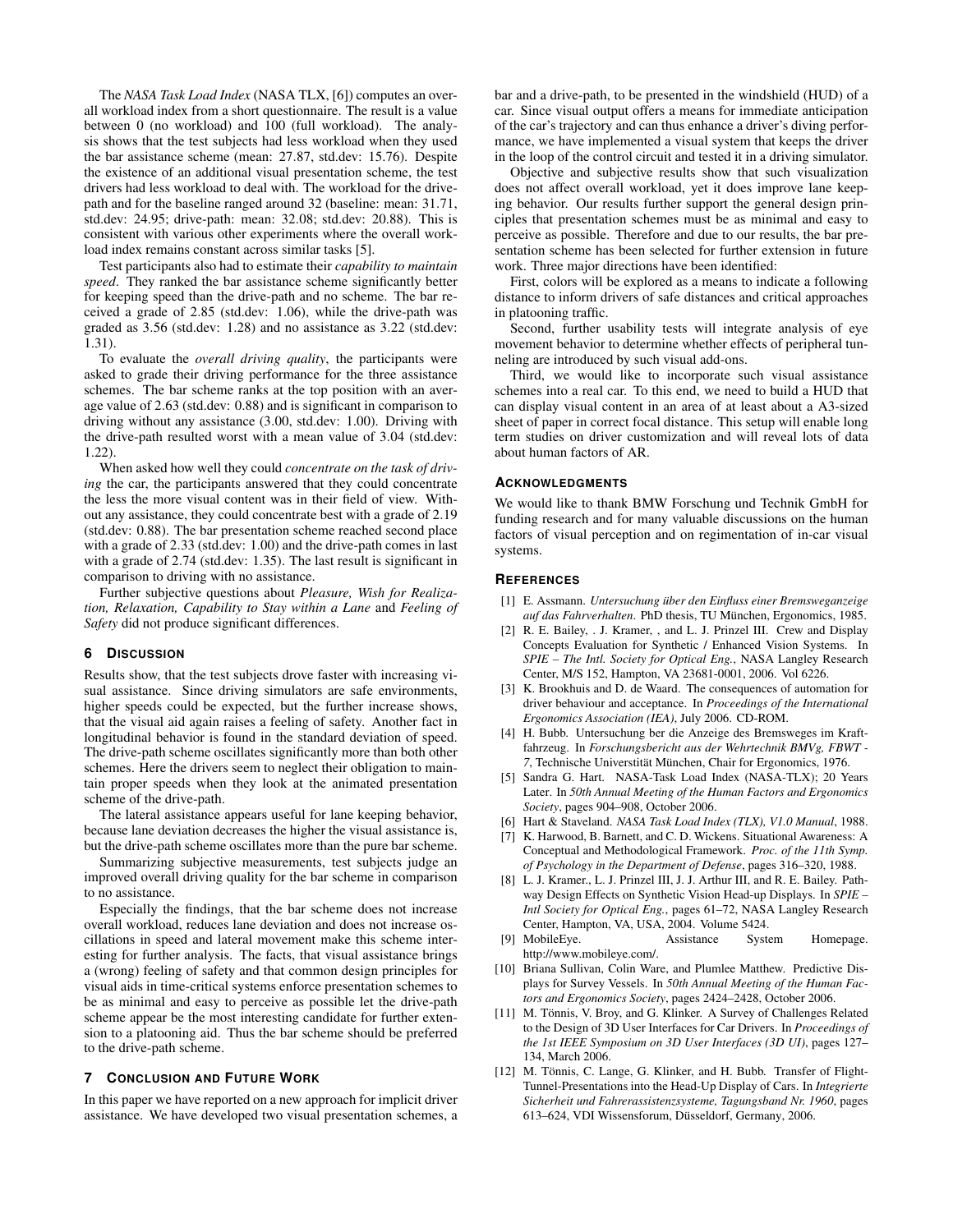The *NASA Task Load Index* (NASA TLX, [6]) computes an overall workload index from a short questionnaire. The result is a value between 0 (no workload) and 100 (full workload). The analysis shows that the test subjects had less workload when they used the bar assistance scheme (mean: 27.87, std.dev: 15.76). Despite the existence of an additional visual presentation scheme, the test drivers had less workload to deal with. The workload for the drive-path and for the baseline ranged around 32 (baseline: mean: 31.71, std.dev: 24.95; drive-path: mean: 32.08; std.dev: 20.88). This is consistent with various other experiments where the overall workload index remains constant across similar tasks [5].

Test participants also had to estimate their *capability to maintain speed*. They ranked the bar assistance scheme significantly better for keeping speed than the drive-path and no scheme. The bar received a grade of 2.85 (std.dev: 1.06), while the drive-path was graded as 3.56 (std.dev: 1.28) and no assistance as 3.22 (std.dev: 1.31).

To evaluate the *overall driving quality*, the participants were asked to grade their driving performance for the three assistance schemes. The bar scheme ranks at the top position with an average value of 2.63 (std.dev: 0.88) and is significant in comparison to driving without any assistance (3.00, std.dev: 1.00). Driving with the drive-path resulted worst with a mean value of 3.04 (std.dev: 1.22).

When asked how well they could *concentrate on the task of driving* the car, the participants answered that they could concentrate the less the more visual content was in their field of view. Without any assistance, they could concentrate best with a grade of 2.19 (std.dev: 0.88). The bar presentation scheme reached second place with a grade of 2.33 (std.dev: 1.00) and the drive-path comes in last with a grade of 2.74 (std.dev: 1.35). The last result is significant in comparison to driving with no assistance.

Further subjective questions about *Pleasure, Wish for Realization, Relaxation, Capability to Stay within a Lane* and *Feeling of Safety* did not produce significant differences.

## 6 Discussion

Results show, that the test subjects drove faster with increasing visual assistance. Since driving simulators are safe environments, higher speeds could be expected, but the further increase shows, that the visual aid again raises a feeling of safety. Another fact in longitudinal behavior is found in the standard deviation of speed. The drive-path scheme oscillates significantly more than both other schemes. Here the drivers seem to neglect their obligation to maintain proper speeds when they look at the animated presentation scheme of the drive-path.

The lateral assistance appears useful for lane keeping behavior, because lane deviation decreases the higher the visual assistance is, but the drive-path scheme oscillates more than the pure bar scheme.

Summarizing subjective measurements, test subjects judge an improved overall driving quality for the bar scheme in comparison to no assistance.

Especially the findings, that the bar scheme does not increase overall workload, reduces lane deviation and does not increase oscillations in speed and lateral movement make this scheme interesting for further analysis. The facts, that visual assistance brings a (wrong) feeling of safety and that common design principles for visual aids in time-critical systems enforce presentation schemes to be as minimal and easy to perceive as possible let the drive-path scheme appear be the most interesting candidate for further extension to a platooning aid. Thus the bar scheme should be preferred to the drive-path scheme.

## 7 Conclusion and Future Work

In this paper we have reported on a new approach for implicit driver assistance. We have developed two visual presentation schemes, a bar and a drive-path, to be presented in the windshield (HUD) of a car. Since visual output offers a means for immediate anticipation of the car's trajectory and can thus enhance a driver's diving performance, we have implemented a visual system that keeps the driver in the loop of the control circuit and tested it in a driving simulator.

Objective and subjective results show that such visualization does not affect overall workload, yet it does improve lane keeping behavior. Our results further support the general design principles that presentation schemes must be as minimal and easy to perceive as possible. Therefore and due to our results, the bar presentation scheme has been selected for further extension in future work. Three major directions have been identified:

First, colors will be explored as a means to indicate a following distance to inform drivers of safe distances and critical approaches in platooning traffic.

Second, further usability tests will integrate analysis of eye movement behavior to determine whether effects of peripheral tunneling are introduced by such visual add-ons.

Third, we would like to incorporate such visual assistance schemes into a real car. To this end, we need to build a HUD that can display visual content in an area of at least about a A3-sized sheet of paper in correct focal distance. This setup will enable long term studies on driver customization and will reveal lots of data about human factors of AR.

## Acknowledgments

We would like to thank BMW Forschung und Technik GmbH for funding research and for many valuable discussions on the human factors of visual perception and on regimentation of in-car visual systems.

## References

[1] E. Assmann. *Untersuchung über den Einfluss einer Bremsweganzeige auf das Fahrverhalten*. PhD thesis, TU München, Ergonomics, 1985.

[2] R. E. Bailey, . J. Kramer, , and L. J. Prinzel III. Crew and Display Concepts Evaluation for Synthetic / Enhanced Vision Systems. In *SPIE – The Intl. Society for Optical Eng.*, NASA Langley Research Center, M/S 152, Hampton, VA 23681-0001, 2006. Vol 6226.

[3] K. Brookhuis and D. de Waard. The consequences of automation for driver behaviour and acceptance. In *Proceedings of the International Ergonomics Association (IEA)*, July 2006. CD-ROM.

[4] H. Bubb. Untersuchung ber die Anzeige des Bremsweges im Kraftfahrzeug. In *Forschungsbericht aus der Wehrtechnik BMVg, FBWT - 7*, Technische Universtität München, Chair for Ergonomics, 1976.

[5] Sandra G. Hart. NASA-Task Load Index (NASA-TLX); 20 Years Later. In *50th Annual Meeting of the Human Factors and Ergonomics Society*, pages 904–908, October 2006.

[6] Hart & Staveland. *NASA Task Load Index (TLX), V1.0 Manual*, 1988.

[7] K. Harwood, B. Barnett, and C. D. Wickens. Situational Awareness: A Conceptual and Methodological Framework. *Proc. of the 11th Symp. of Psychology in the Department of Defense*, pages 316–320, 1988.

[8] L. J. Kramer., L. J. Prinzel III, J. J. Arthur III, and R. E. Bailey. Pathway Design Effects on Synthetic Vision Head-up Displays. In *SPIE – Intl Society for Optical Eng.*, pages 61–72, NASA Langley Research Center, Hampton, VA, USA, 2004. Volume 5424.

[9] MobileEye. Assistance System Homepage. http://www.mobileye.com/.

[10] Briana Sullivan, Colin Ware, and Plumlee Matthew. Predictive Displays for Survey Vessels. In *50th Annual Meeting of the Human Factors and Ergonomics Society*, pages 2424–2428, October 2006.

[11] M. Tönnis, V. Broy, and G. Klinker. A Survey of Challenges Related to the Design of 3D User Interfaces for Car Drivers. In *Proceedings of the 1st IEEE Symposium on 3D User Interfaces (3D UI)*, pages 127–134, March 2006.

[12] M. Tönnis, C. Lange, G. Klinker, and H. Bubb. Transfer of Flight-Tunnel-Presentations into the Head-Up Display of Cars. In *Integrierte Sicherheit und Fahrerassistenzsysteme, Tagungsband Nr. 1960*, pages 613–624, VDI Wissensforum, Düsseldorf, Germany, 2006.